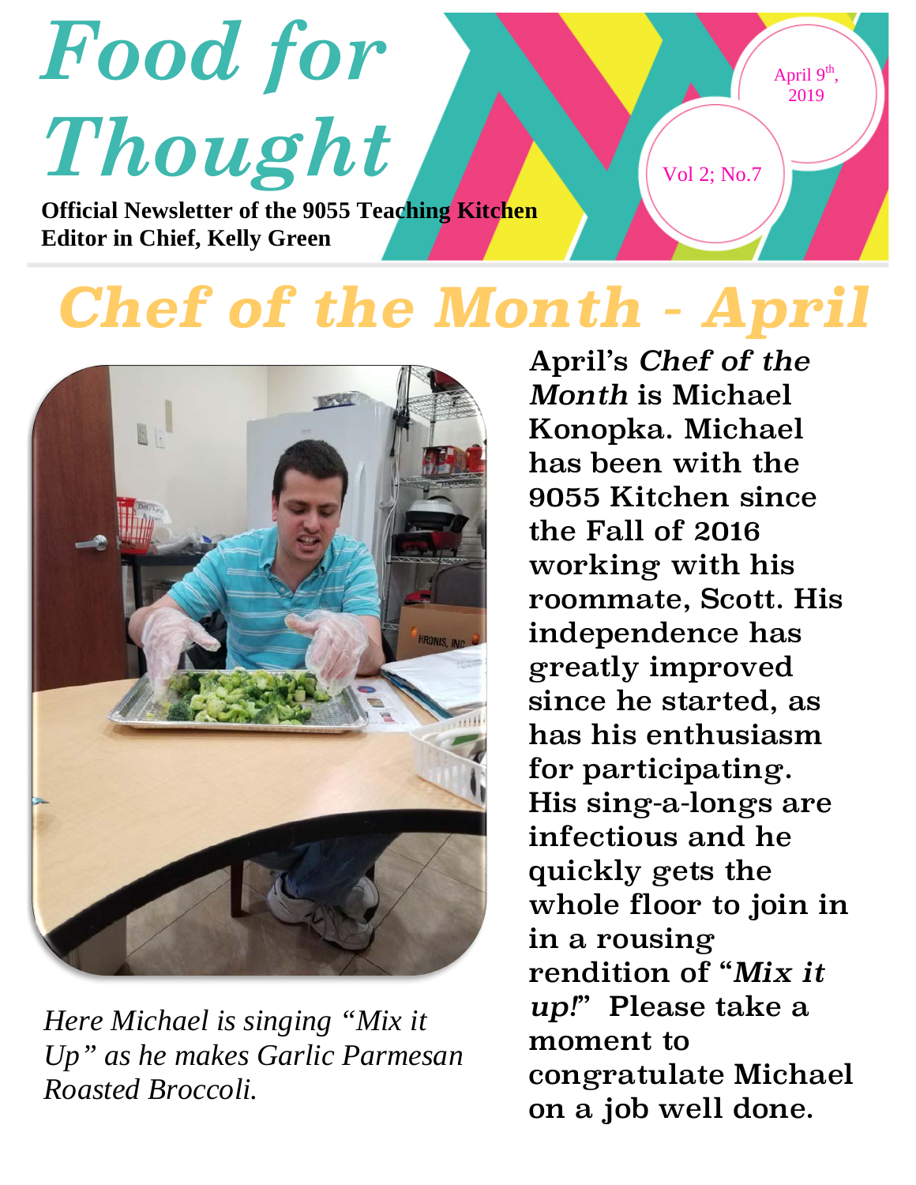# Food for Thought

**Official Newsletter of the 9055 Teaching Kitchen**
**Editor in Chief, Kelly Green**

April 9th, 2019

Vol 2; No.7

## Chef of the Month - April

*Here Michael is singing "Mix it Up" as he makes Garlic Parmesan Roasted Broccoli.*

April's *Chef of the Month* is Michael Konopka. Michael has been with the 9055 Kitchen since the Fall of 2016 working with his roommate, Scott. His independence has greatly improved since he started, as has his enthusiasm for participating. His sing-a-longs are infectious and he quickly gets the whole floor to join in in a rousing rendition of "*Mix it up!*" Please take a moment to congratulate Michael on a job well done.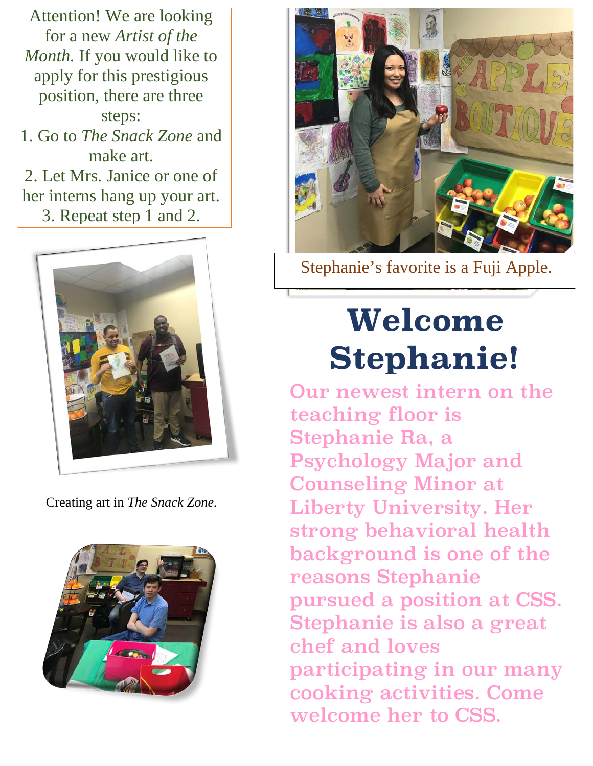Attention! We are looking for a new *Artist of the Month.* If you would like to apply for this prestigious position, there are three steps:

1. Go to *The Snack Zone* and make art.
2. Let Mrs. Janice or one of her interns hang up your art.
3. Repeat step 1 and 2.

Creating art in *The Snack Zone.*

Stephanie's favorite is a Fuji Apple.

# Welcome Stephanie!

**Our newest intern on the teaching floor is Stephanie Ra, a Psychology Major and Counseling Minor at Liberty University. Her strong behavioral health background is one of the reasons Stephanie pursued a position at CSS. Stephanie is also a great chef and loves participating in our many cooking activities. Come welcome her to CSS.**